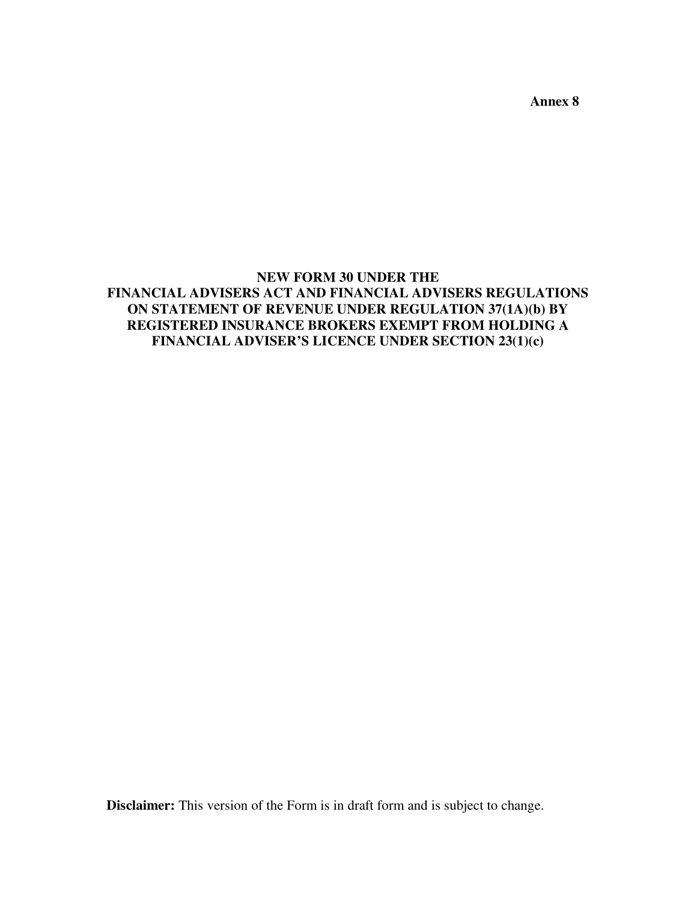**Annex 8**

# NEW FORM 30 UNDER THE FINANCIAL ADVISERS ACT AND FINANCIAL ADVISERS REGULATIONS ON STATEMENT OF REVENUE UNDER REGULATION 37(1A)(b) BY REGISTERED INSURANCE BROKERS EXEMPT FROM HOLDING A FINANCIAL ADVISER'S LICENCE UNDER SECTION 23(1)(c)

**Disclaimer:** This version of the Form is in draft form and is subject to change.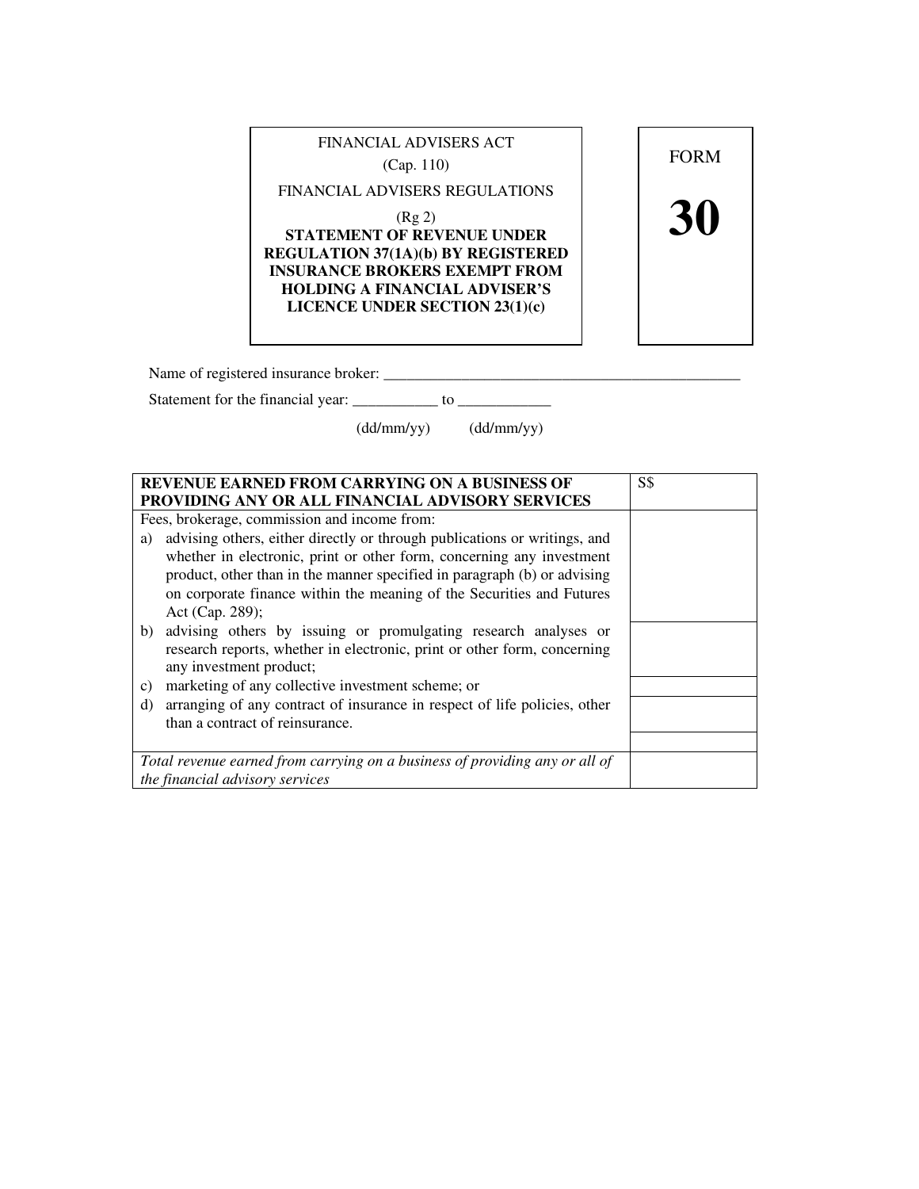FINANCIAL ADVISERS ACT

(Cap. 110)

FINANCIAL ADVISERS REGULATIONS

(Rg 2)

**STATEMENT OF REVENUE UNDER REGULATION 37(1A)(b) BY REGISTERED INSURANCE BROKERS EXEMPT FROM HOLDING A FINANCIAL ADVISER'S LICENCE UNDER SECTION 23(1)(c)**

FORM

**30**

Name of registered insurance broker: _______________________________________________

Statement for the financial year: ___________ to ____________

(dd/mm/yy) (dd/mm/yy)

| **REVENUE EARNED FROM CARRYING ON A BUSINESS OF PROVIDING ANY OR ALL FINANCIAL ADVISORY SERVICES** | S$ |
|---|---|
| Fees, brokerage, commission and income from:<br>a) advising others, either directly or through publications or writings, and whether in electronic, print or other form, concerning any investment product, other than in the manner specified in paragraph (b) or advising on corporate finance within the meaning of the Securities and Futures Act (Cap. 289); | |
| b) advising others by issuing or promulgating research analyses or research reports, whether in electronic, print or other form, concerning any investment product; | |
| c) marketing of any collective investment scheme; or | |
| d) arranging of any contract of insurance in respect of life policies, other than a contract of reinsurance. | |
| | |
| *Total revenue earned from carrying on a business of providing any or all of the financial advisory services* | |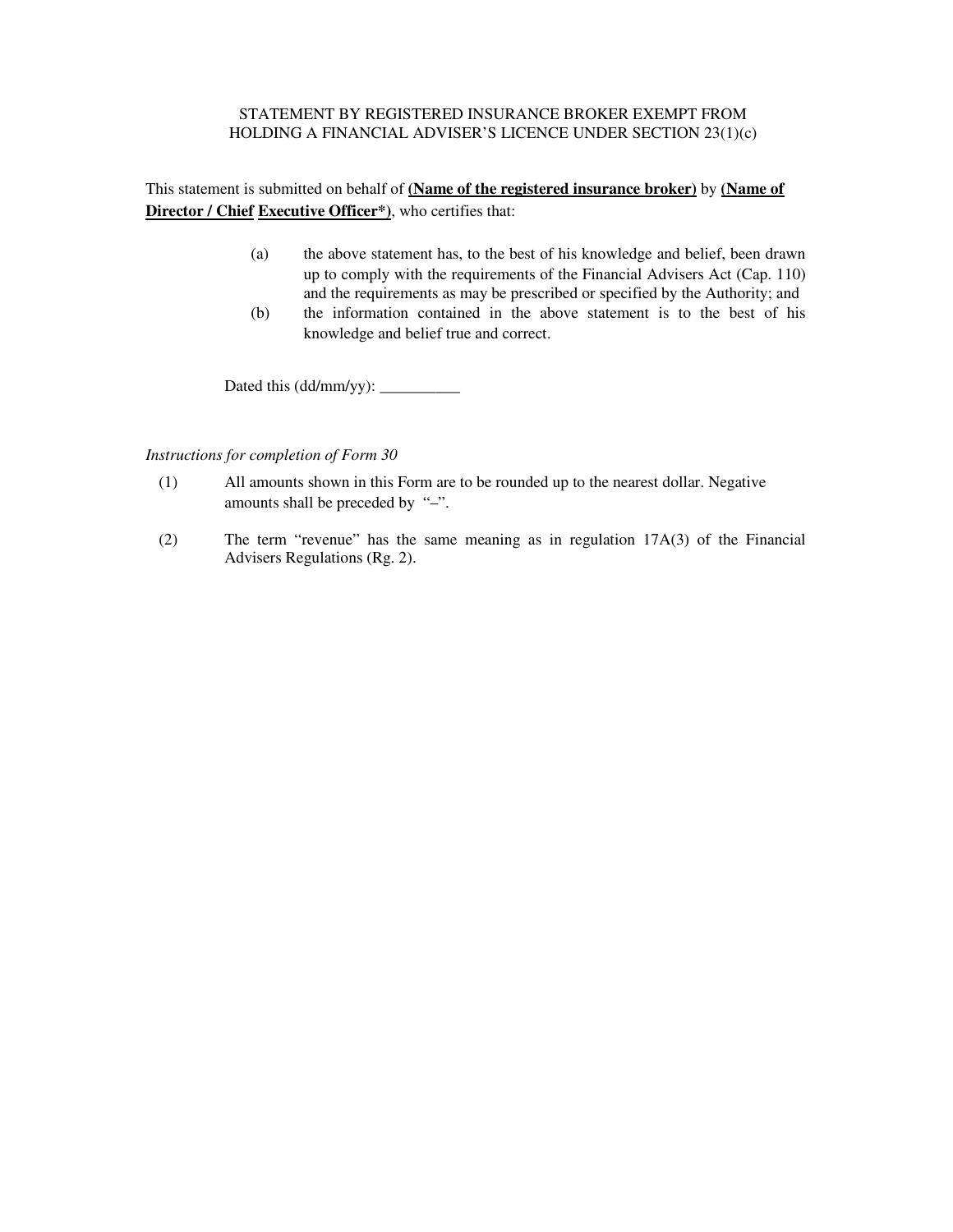STATEMENT BY REGISTERED INSURANCE BROKER EXEMPT FROM HOLDING A FINANCIAL ADVISER'S LICENCE UNDER SECTION 23(1)(c)

This statement is submitted on behalf of **(Name of the registered insurance broker)** by **(Name of Director / Chief Executive Officer*)**, who certifies that:

(a) the above statement has, to the best of his knowledge and belief, been drawn up to comply with the requirements of the Financial Advisers Act (Cap. 110) and the requirements as may be prescribed or specified by the Authority; and

(b) the information contained in the above statement is to the best of his knowledge and belief true and correct.

Dated this (dd/mm/yy): __________

*Instructions for completion of Form 30*

(1) All amounts shown in this Form are to be rounded up to the nearest dollar. Negative amounts shall be preceded by "–".

(2) The term "revenue" has the same meaning as in regulation 17A(3) of the Financial Advisers Regulations (Rg. 2).